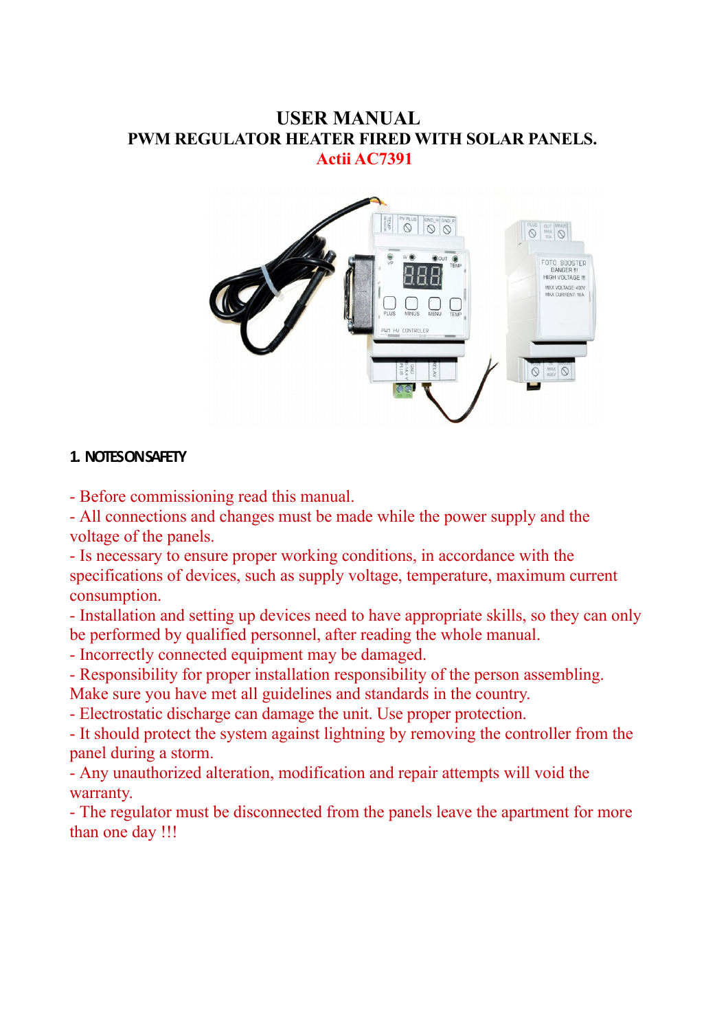# USER MANUAL

## PWM REGULATOR HEATER FIRED WITH SOLAR PANELS.

## Actii AC7391

## 1. NOTES ON SAFETY

- Before commissioning read this manual.
- All connections and changes must be made while the power supply and the voltage of the panels.
- Is necessary to ensure proper working conditions, in accordance with the specifications of devices, such as supply voltage, temperature, maximum current consumption.
- Installation and setting up devices need to have appropriate skills, so they can only be performed by qualified personnel, after reading the whole manual.
- Incorrectly connected equipment may be damaged.
- Responsibility for proper installation responsibility of the person assembling. Make sure you have met all guidelines and standards in the country.
- Electrostatic discharge can damage the unit. Use proper protection.
- It should protect the system against lightning by removing the controller from the panel during a storm.
- Any unauthorized alteration, modification and repair attempts will void the warranty.
- The regulator must be disconnected from the panels leave the apartment for more than one day !!!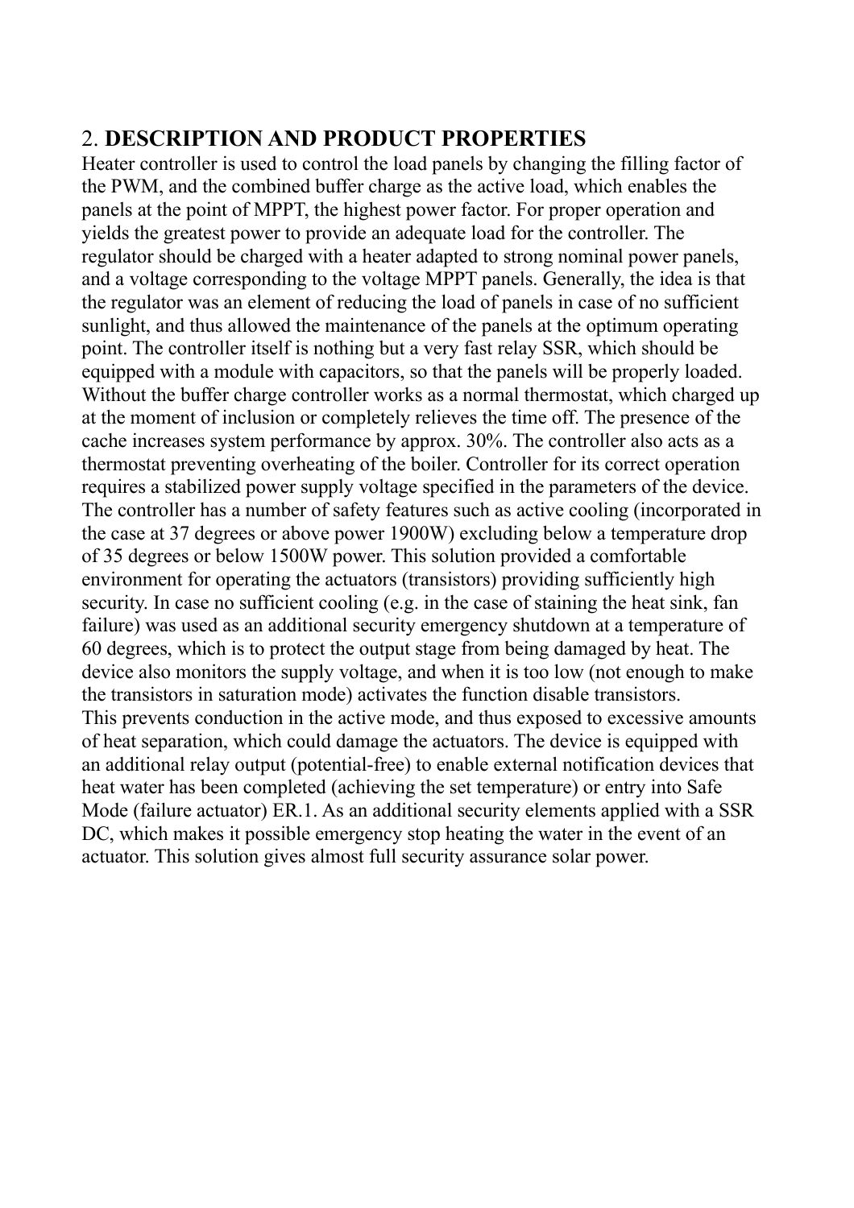## 2. **DESCRIPTION AND PRODUCT PROPERTIES**

Heater controller is used to control the load panels by changing the filling factor of the PWM, and the combined buffer charge as the active load, which enables the panels at the point of MPPT, the highest power factor. For proper operation and yields the greatest power to provide an adequate load for the controller. The regulator should be charged with a heater adapted to strong nominal power panels, and a voltage corresponding to the voltage MPPT panels. Generally, the idea is that the regulator was an element of reducing the load of panels in case of no sufficient sunlight, and thus allowed the maintenance of the panels at the optimum operating point. The controller itself is nothing but a very fast relay SSR, which should be equipped with a module with capacitors, so that the panels will be properly loaded. Without the buffer charge controller works as a normal thermostat, which charged up at the moment of inclusion or completely relieves the time off. The presence of the cache increases system performance by approx. 30%. The controller also acts as a thermostat preventing overheating of the boiler. Controller for its correct operation requires a stabilized power supply voltage specified in the parameters of the device. The controller has a number of safety features such as active cooling (incorporated in the case at 37 degrees or above power 1900W) excluding below a temperature drop of 35 degrees or below 1500W power. This solution provided a comfortable environment for operating the actuators (transistors) providing sufficiently high security. In case no sufficient cooling (e.g. in the case of staining the heat sink, fan failure) was used as an additional security emergency shutdown at a temperature of 60 degrees, which is to protect the output stage from being damaged by heat. The device also monitors the supply voltage, and when it is too low (not enough to make the transistors in saturation mode) activates the function disable transistors.
This prevents conduction in the active mode, and thus exposed to excessive amounts of heat separation, which could damage the actuators. The device is equipped with an additional relay output (potential-free) to enable external notification devices that heat water has been completed (achieving the set temperature) or entry into Safe Mode (failure actuator) ER.1. As an additional security elements applied with a SSR DC, which makes it possible emergency stop heating the water in the event of an actuator. This solution gives almost full security assurance solar power.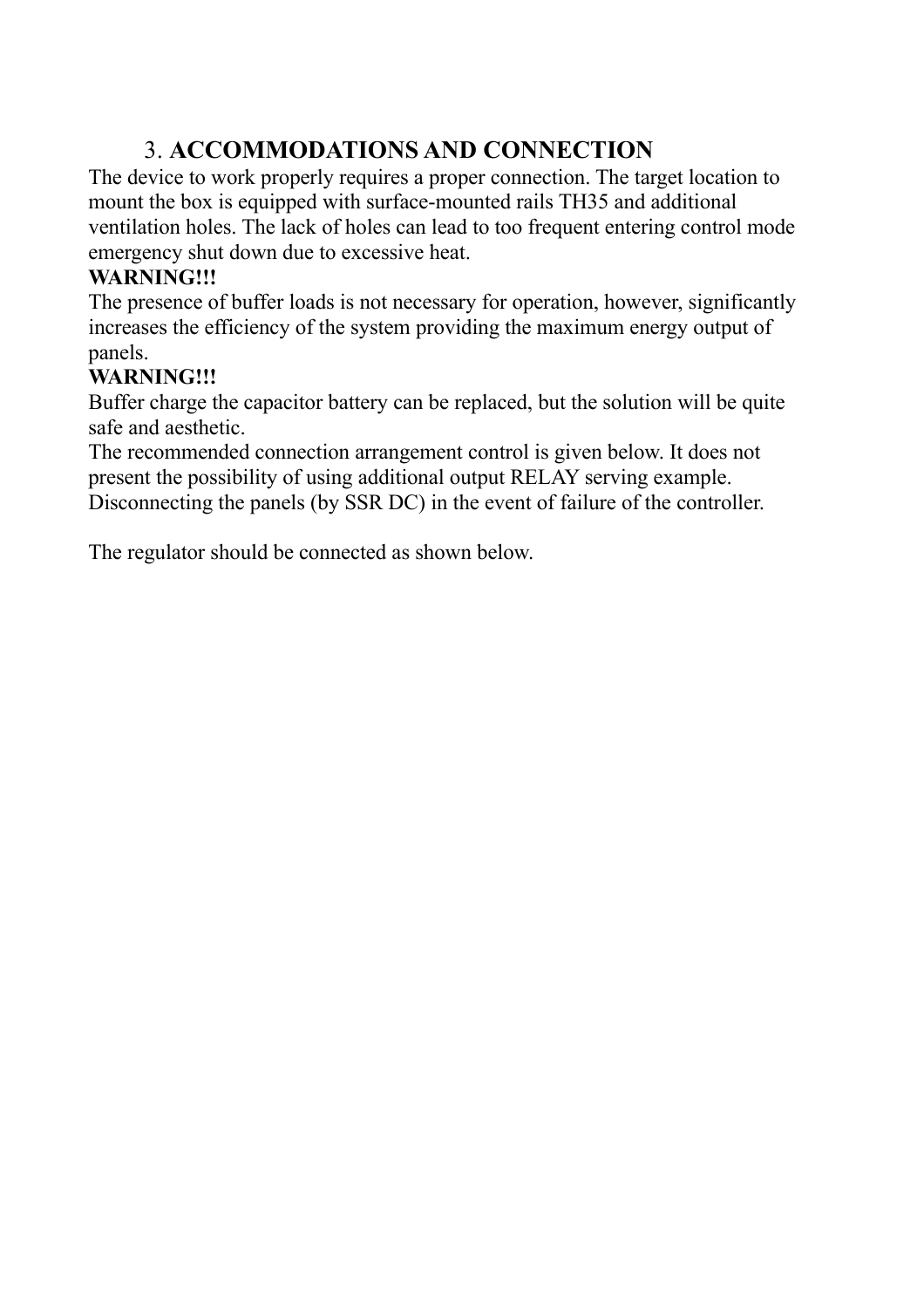## 3. **ACCOMMODATIONS AND CONNECTION**

The device to work properly requires a proper connection. The target location to mount the box is equipped with surface-mounted rails TH35 and additional ventilation holes. The lack of holes can lead to too frequent entering control mode emergency shut down due to excessive heat.

**WARNING!!!**

The presence of buffer loads is not necessary for operation, however, significantly increases the efficiency of the system providing the maximum energy output of panels.

**WARNING!!!**

Buffer charge the capacitor battery can be replaced, but the solution will be quite safe and aesthetic.

The recommended connection arrangement control is given below. It does not present the possibility of using additional output RELAY serving example. Disconnecting the panels (by SSR DC) in the event of failure of the controller.

The regulator should be connected as shown below.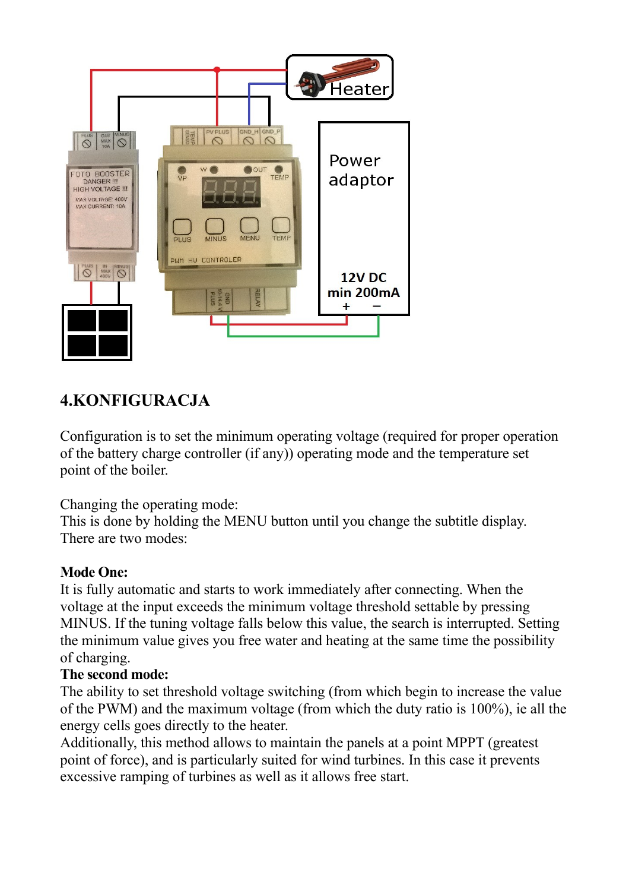## 4.KONFIGURACJA

Configuration is to set the minimum operating voltage (required for proper operation of the battery charge controller (if any)) operating mode and the temperature set point of the boiler.

Changing the operating mode:
This is done by holding the MENU button until you change the subtitle display.
There are two modes:

**Mode One:**
It is fully automatic and starts to work immediately after connecting. When the voltage at the input exceeds the minimum voltage threshold settable by pressing MINUS. If the tuning voltage falls below this value, the search is interrupted. Setting the minimum value gives you free water and heating at the same time the possibility of charging.

**The second mode:**
The ability to set threshold voltage switching (from which begin to increase the value of the PWM) and the maximum voltage (from which the duty ratio is 100%), ie all the energy cells goes directly to the heater.
Additionally, this method allows to maintain the panels at a point MPPT (greatest point of force), and is particularly suited for wind turbines. In this case it prevents excessive ramping of turbines as well as it allows free start.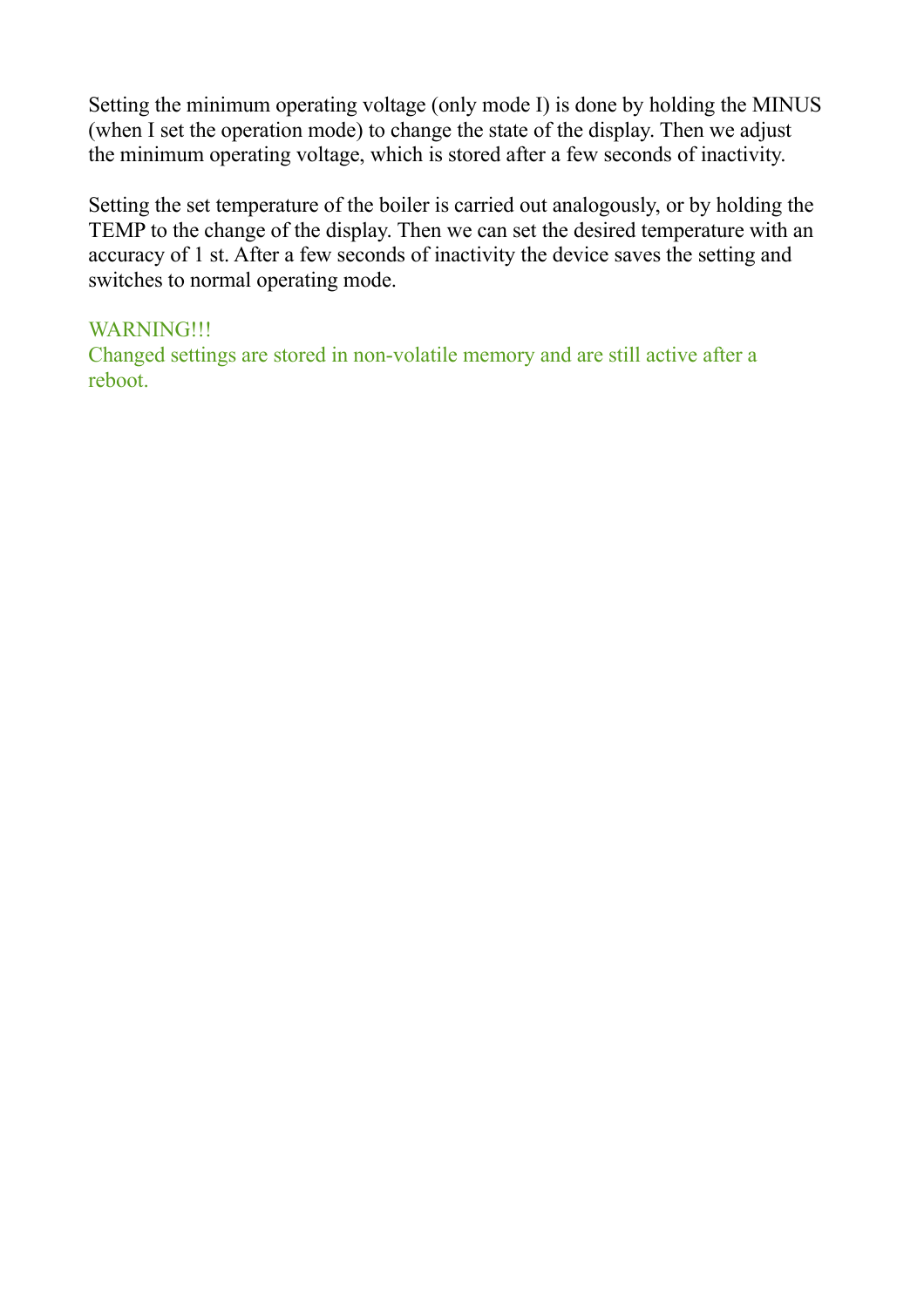Setting the minimum operating voltage (only mode I) is done by holding the MINUS (when I set the operation mode) to change the state of the display. Then we adjust the minimum operating voltage, which is stored after a few seconds of inactivity.

Setting the set temperature of the boiler is carried out analogously, or by holding the TEMP to the change of the display. Then we can set the desired temperature with an accuracy of 1 st. After a few seconds of inactivity the device saves the setting and switches to normal operating mode.

WARNING!!!
Changed settings are stored in non-volatile memory and are still active after a reboot.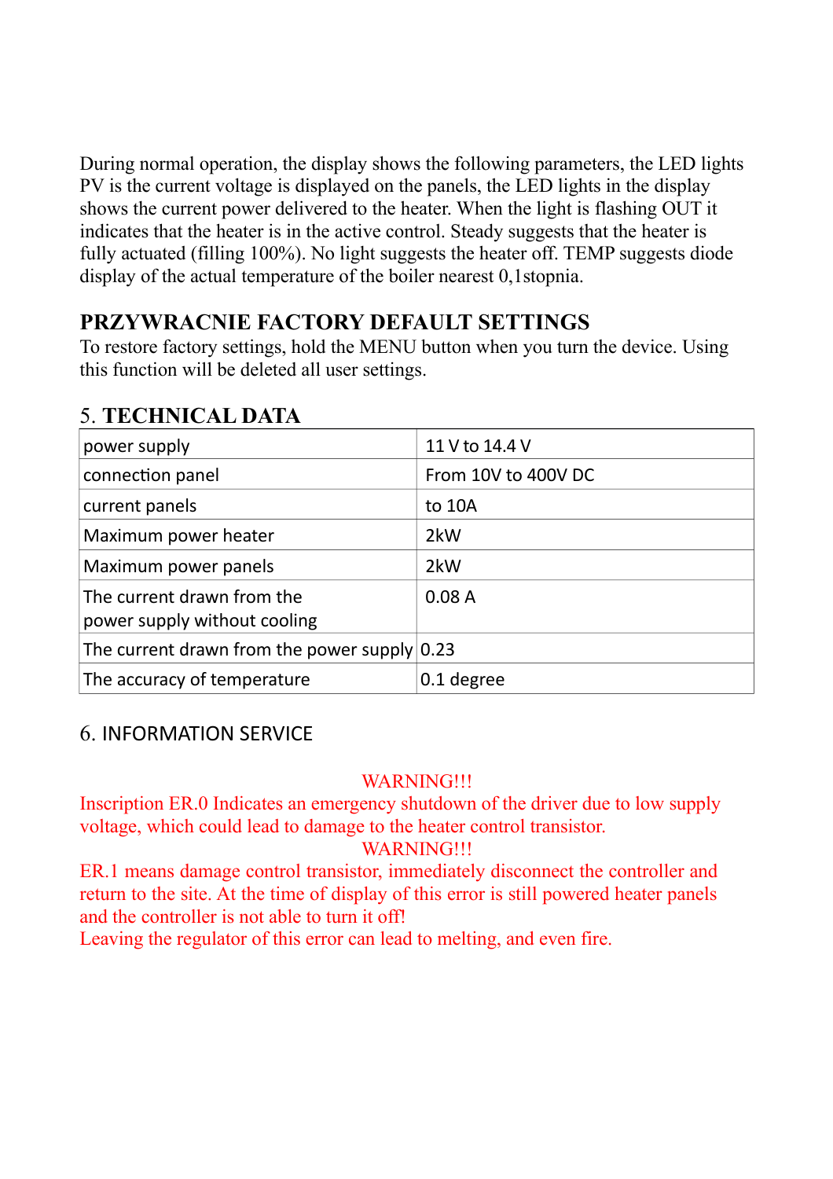During normal operation, the display shows the following parameters, the LED lights PV is the current voltage is displayed on the panels, the LED lights in the display shows the current power delivered to the heater. When the light is flashing OUT it indicates that the heater is in the active control. Steady suggests that the heater is fully actuated (filling 100%). No light suggests the heater off. TEMP suggests diode display of the actual temperature of the boiler nearest 0,1stopnia.

## PRZYWRACNIE FACTORY DEFAULT SETTINGS

To restore factory settings, hold the MENU button when you turn the device. Using this function will be deleted all user settings.

## 5. TECHNICAL DATA

| | |
|---|---|
| power supply | 11 V to 14.4 V |
| connection panel | From 10V to 400V DC |
| current panels | to 10A |
| Maximum power heater | 2kW |
| Maximum power panels | 2kW |
| The current drawn from the power supply without cooling | 0.08 A |
| The current drawn from the power supply | 0.23 |
| The accuracy of temperature | 0.1 degree |

## 6. INFORMATION SERVICE

WARNING!!!

Inscription ER.0 Indicates an emergency shutdown of the driver due to low supply voltage, which could lead to damage to the heater control transistor.

WARNING!!!

ER.1 means damage control transistor, immediately disconnect the controller and return to the site. At the time of display of this error is still powered heater panels and the controller is not able to turn it off!

Leaving the regulator of this error can lead to melting, and even fire.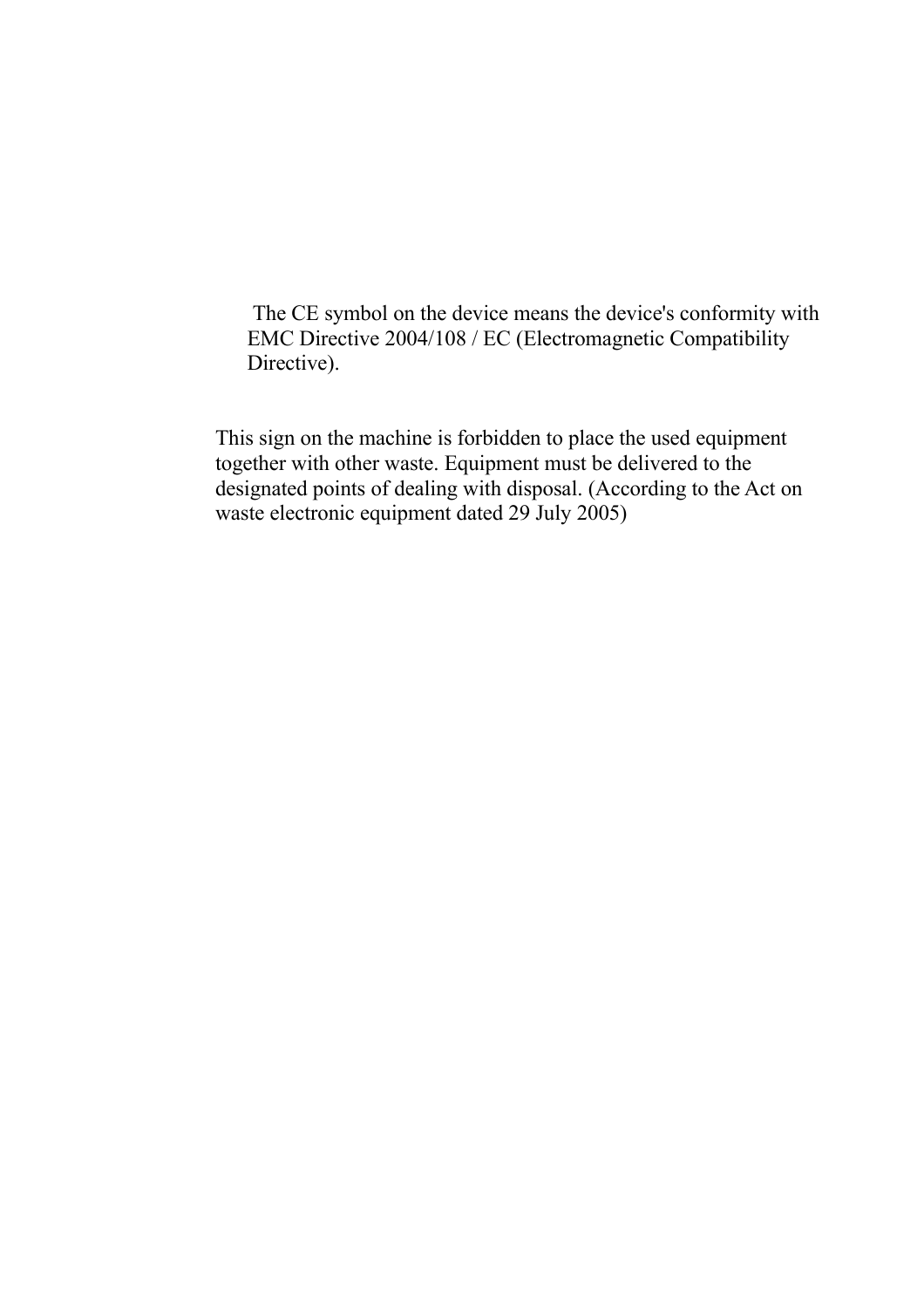The CE symbol on the device means the device's conformity with EMC Directive 2004/108 / EC (Electromagnetic Compatibility Directive).

This sign on the machine is forbidden to place the used equipment together with other waste. Equipment must be delivered to the designated points of dealing with disposal. (According to the Act on waste electronic equipment dated 29 July 2005)